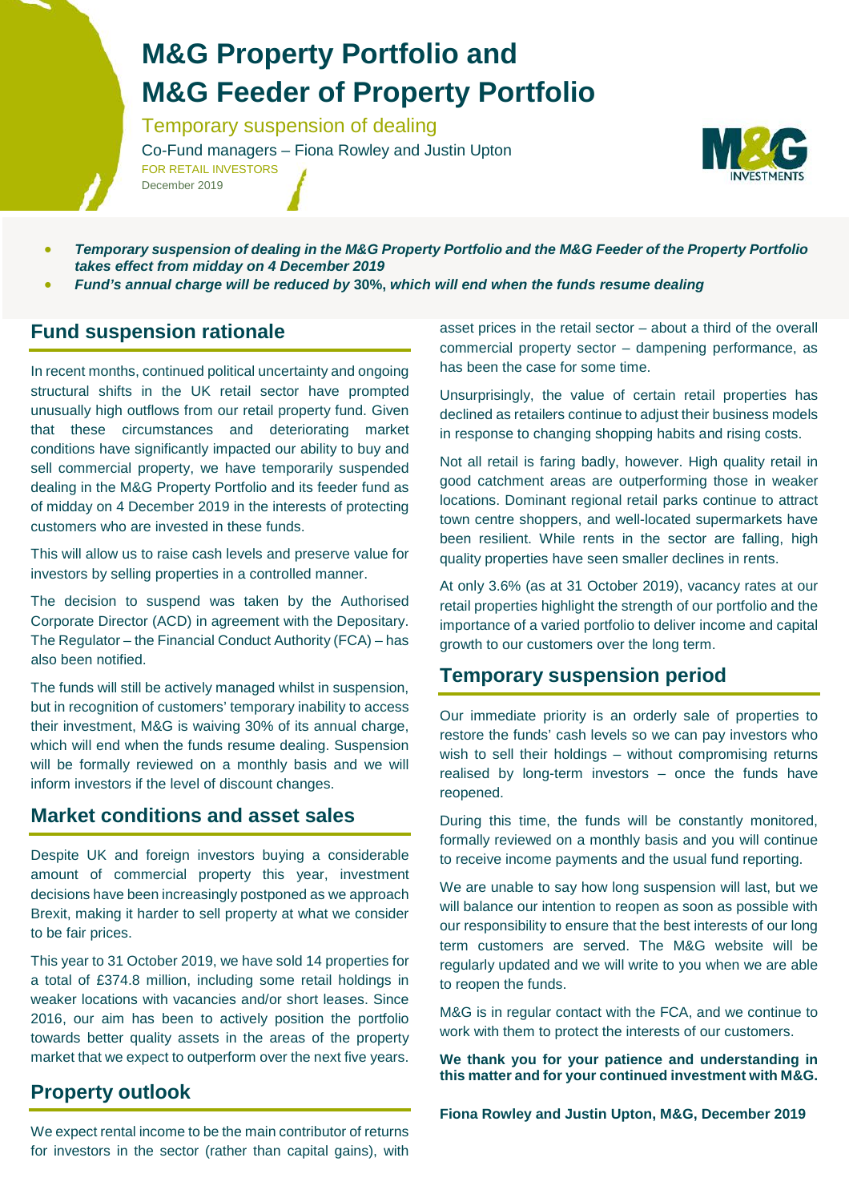# M&G Property Portfolio and M&G Feeder of Property Portfolio

Temporary suspension of dealing

Co-Fund managers – Fiona Rowley and Justin Upton

FOR RETAIL INVESTORS

December 2019

- ***Temporary suspension of dealing in the M&G Property Portfolio and the M&G Feeder of the Property Portfolio takes effect from midday on 4 December 2019***
- ***Fund's annual charge will be reduced by* 30%, *which will end when the funds resume dealing***

## Fund suspension rationale

In recent months, continued political uncertainty and ongoing structural shifts in the UK retail sector have prompted unusually high outflows from our retail property fund. Given that these circumstances and deteriorating market conditions have significantly impacted our ability to buy and sell commercial property, we have temporarily suspended dealing in the M&G Property Portfolio and its feeder fund as of midday on 4 December 2019 in the interests of protecting customers who are invested in these funds.

This will allow us to raise cash levels and preserve value for investors by selling properties in a controlled manner.

The decision to suspend was taken by the Authorised Corporate Director (ACD) in agreement with the Depositary. The Regulator – the Financial Conduct Authority (FCA) – has also been notified.

The funds will still be actively managed whilst in suspension, but in recognition of customers' temporary inability to access their investment, M&G is waiving 30% of its annual charge, which will end when the funds resume dealing. Suspension will be formally reviewed on a monthly basis and we will inform investors if the level of discount changes.

## Market conditions and asset sales

Despite UK and foreign investors buying a considerable amount of commercial property this year, investment decisions have been increasingly postponed as we approach Brexit, making it harder to sell property at what we consider to be fair prices.

This year to 31 October 2019, we have sold 14 properties for a total of £374.8 million, including some retail holdings in weaker locations with vacancies and/or short leases. Since 2016, our aim has been to actively position the portfolio towards better quality assets in the areas of the property market that we expect to outperform over the next five years.

## Property outlook

We expect rental income to be the main contributor of returns for investors in the sector (rather than capital gains), with asset prices in the retail sector – about a third of the overall commercial property sector – dampening performance, as has been the case for some time.

Unsurprisingly, the value of certain retail properties has declined as retailers continue to adjust their business models in response to changing shopping habits and rising costs.

Not all retail is faring badly, however. High quality retail in good catchment areas are outperforming those in weaker locations. Dominant regional retail parks continue to attract town centre shoppers, and well-located supermarkets have been resilient. While rents in the sector are falling, high quality properties have seen smaller declines in rents.

At only 3.6% (as at 31 October 2019), vacancy rates at our retail properties highlight the strength of our portfolio and the importance of a varied portfolio to deliver income and capital growth to our customers over the long term.

## Temporary suspension period

Our immediate priority is an orderly sale of properties to restore the funds' cash levels so we can pay investors who wish to sell their holdings – without compromising returns realised by long-term investors – once the funds have reopened.

During this time, the funds will be constantly monitored, formally reviewed on a monthly basis and you will continue to receive income payments and the usual fund reporting.

We are unable to say how long suspension will last, but we will balance our intention to reopen as soon as possible with our responsibility to ensure that the best interests of our long term customers are served. The M&G website will be regularly updated and we will write to you when we are able to reopen the funds.

M&G is in regular contact with the FCA, and we continue to work with them to protect the interests of our customers.

**We thank you for your patience and understanding in this matter and for your continued investment with M&G.**

**Fiona Rowley and Justin Upton, M&G, December 2019**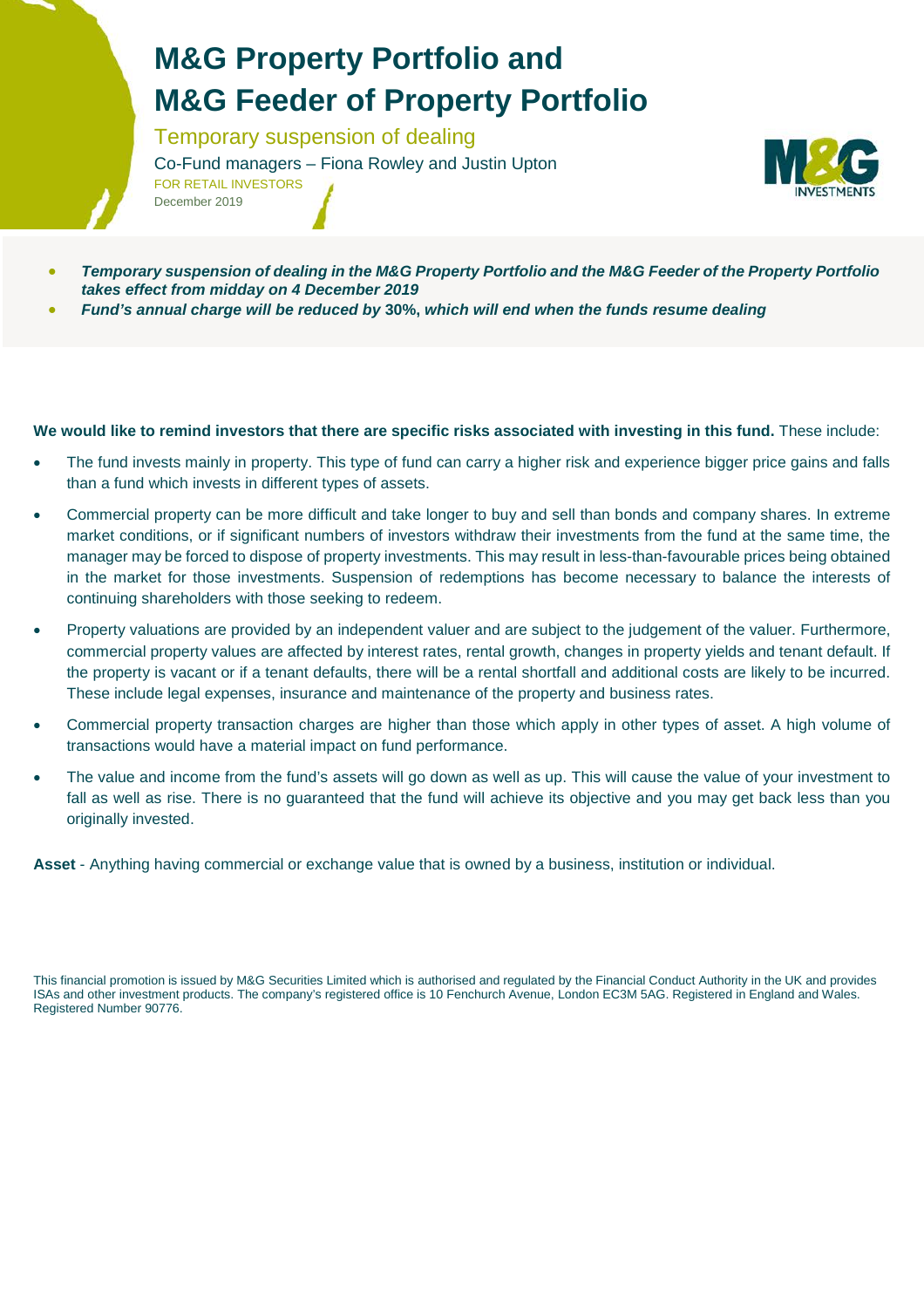# M&G Property Portfolio and M&G Feeder of Property Portfolio

Temporary suspension of dealing

Co-Fund managers – Fiona Rowley and Justin Upton

FOR RETAIL INVESTORS

December 2019

- ***Temporary suspension of dealing in the M&G Property Portfolio and the M&G Feeder of the Property Portfolio takes effect from midday on 4 December 2019***
- ***Fund's annual charge will be reduced by* 30%, *which will end when the funds resume dealing***

**We would like to remind investors that there are specific risks associated with investing in this fund.** These include:

- The fund invests mainly in property. This type of fund can carry a higher risk and experience bigger price gains and falls than a fund which invests in different types of assets.
- Commercial property can be more difficult and take longer to buy and sell than bonds and company shares. In extreme market conditions, or if significant numbers of investors withdraw their investments from the fund at the same time, the manager may be forced to dispose of property investments. This may result in less-than-favourable prices being obtained in the market for those investments. Suspension of redemptions has become necessary to balance the interests of continuing shareholders with those seeking to redeem.
- Property valuations are provided by an independent valuer and are subject to the judgement of the valuer. Furthermore, commercial property values are affected by interest rates, rental growth, changes in property yields and tenant default. If the property is vacant or if a tenant defaults, there will be a rental shortfall and additional costs are likely to be incurred. These include legal expenses, insurance and maintenance of the property and business rates.
- Commercial property transaction charges are higher than those which apply in other types of asset. A high volume of transactions would have a material impact on fund performance.
- The value and income from the fund's assets will go down as well as up. This will cause the value of your investment to fall as well as rise. There is no guaranteed that the fund will achieve its objective and you may get back less than you originally invested.

**Asset** - Anything having commercial or exchange value that is owned by a business, institution or individual.

This financial promotion is issued by M&G Securities Limited which is authorised and regulated by the Financial Conduct Authority in the UK and provides ISAs and other investment products. The company's registered office is 10 Fenchurch Avenue, London EC3M 5AG. Registered in England and Wales. Registered Number 90776.